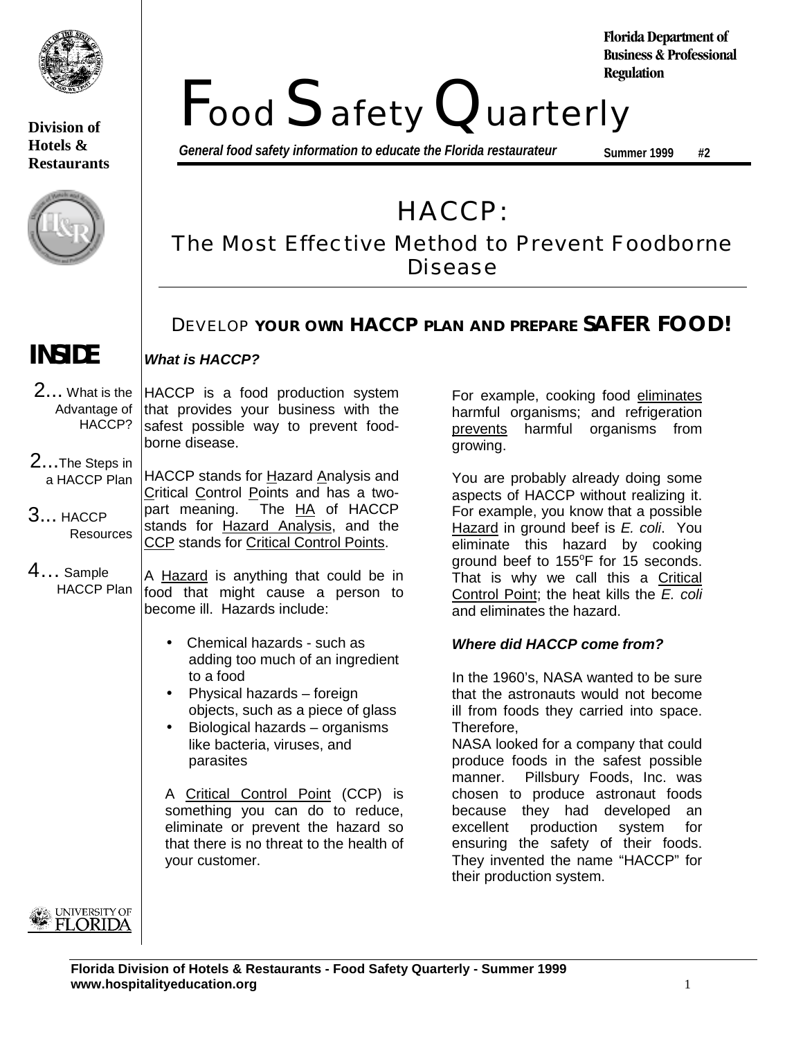**Division of Hotels & Restaurants**

**Florida Department of Business & Professional Regulation**

# Food Safety Quarterly

***General food safety information to educate the Florida restaurateur***

**Summer 1999 #2**

# HACCP:

## The Most Effective Method to Prevent Foodborne Disease

### DEVELOP **YOUR OWN HACCP PLAN AND PREPARE SAFER FOOD!**

## INSIDE

2... What is the Advantage of HACCP?

2...The Steps in a HACCP Plan

3... HACCP Resources

4... Sample HACCP Plan

***What is HACCP?***

HACCP is a food production system that provides your business with the safest possible way to prevent food-borne disease.

HACCP stands for Hazard Analysis and Critical Control Points and has a two-part meaning. The HA of HACCP stands for Hazard Analysis, and the CCP stands for Critical Control Points.

A Hazard is anything that could be in food that might cause a person to become ill. Hazards include:

- Chemical hazards - such as adding too much of an ingredient to a food
- Physical hazards – foreign objects, such as a piece of glass
- Biological hazards – organisms like bacteria, viruses, and parasites

A Critical Control Point (CCP) is something you can do to reduce, eliminate or prevent the hazard so that there is no threat to the health of your customer.

For example, cooking food eliminates harmful organisms; and refrigeration prevents harmful organisms from growing.

You are probably already doing some aspects of HACCP without realizing it. For example, you know that a possible Hazard in ground beef is *E. coli*. You eliminate this hazard by cooking ground beef to 155°F for 15 seconds. That is why we call this a Critical Control Point; the heat kills the *E. coli* and eliminates the hazard.

***Where did HACCP come from?***

In the 1960's, NASA wanted to be sure that the astronauts would not become ill from foods they carried into space. Therefore,
NASA looked for a company that could produce foods in the safest possible manner. Pillsbury Foods, Inc. was chosen to produce astronaut foods because they had developed an excellent production system for ensuring the safety of their foods. They invented the name "HACCP" for their production system.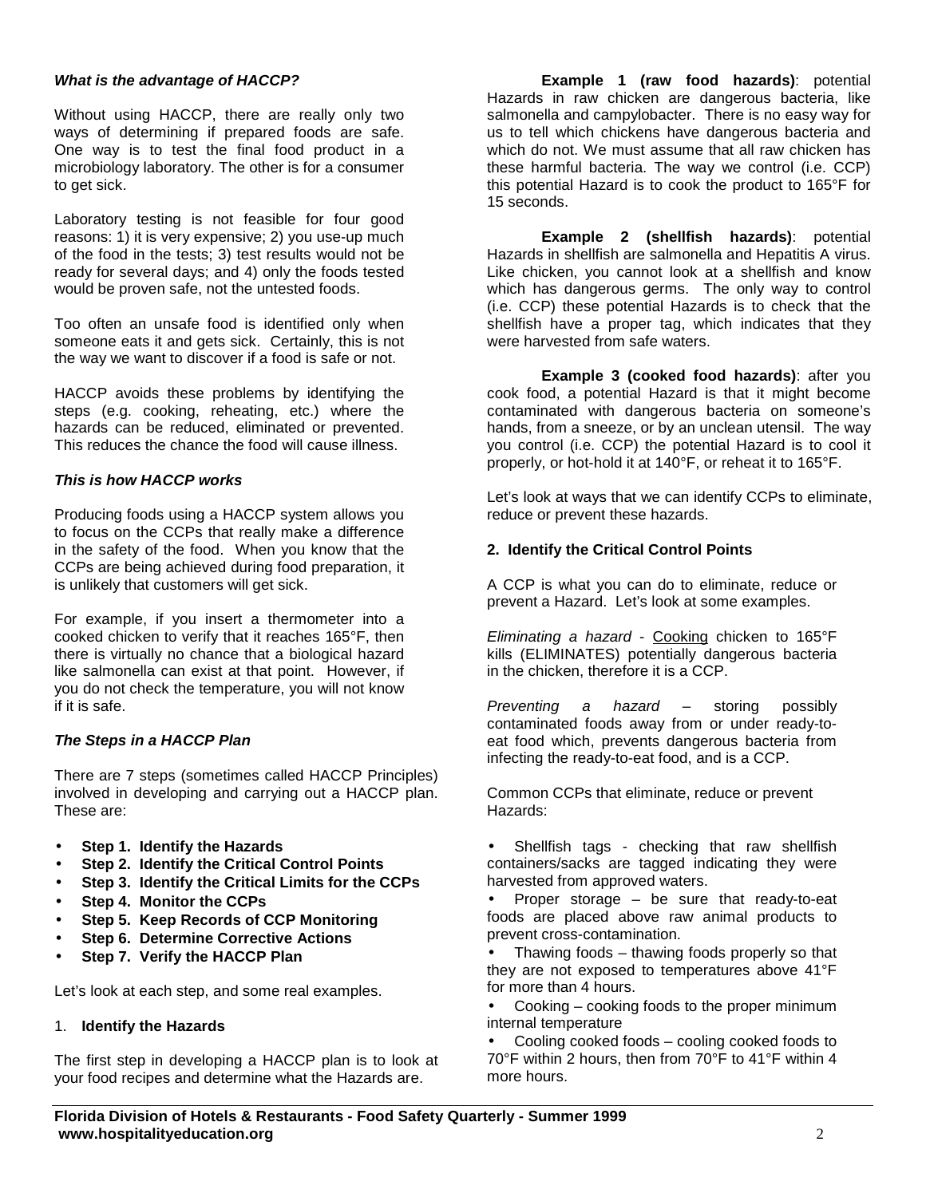### *What is the advantage of HACCP?*

Without using HACCP, there are really only two ways of determining if prepared foods are safe. One way is to test the final food product in a microbiology laboratory. The other is for a consumer to get sick.

Laboratory testing is not feasible for four good reasons: 1) it is very expensive; 2) you use-up much of the food in the tests; 3) test results would not be ready for several days; and 4) only the foods tested would be proven safe, not the untested foods.

Too often an unsafe food is identified only when someone eats it and gets sick. Certainly, this is not the way we want to discover if a food is safe or not.

HACCP avoids these problems by identifying the steps (e.g. cooking, reheating, etc.) where the hazards can be reduced, eliminated or prevented. This reduces the chance the food will cause illness.

### *This is how HACCP works*

Producing foods using a HACCP system allows you to focus on the CCPs that really make a difference in the safety of the food. When you know that the CCPs are being achieved during food preparation, it is unlikely that customers will get sick.

For example, if you insert a thermometer into a cooked chicken to verify that it reaches 165°F, then there is virtually no chance that a biological hazard like salmonella can exist at that point. However, if you do not check the temperature, you will not know if it is safe.

### *The Steps in a HACCP Plan*

There are 7 steps (sometimes called HACCP Principles) involved in developing and carrying out a HACCP plan. These are:

- **Step 1. Identify the Hazards**
- **Step 2. Identify the Critical Control Points**
- **Step 3. Identify the Critical Limits for the CCPs**
- **Step 4. Monitor the CCPs**
- **Step 5. Keep Records of CCP Monitoring**
- **Step 6. Determine Corrective Actions**
- **Step 7. Verify the HACCP Plan**

Let's look at each step, and some real examples.

### 1. **Identify the Hazards**

The first step in developing a HACCP plan is to look at your food recipes and determine what the Hazards are.

**Example 1 (raw food hazards)**: potential Hazards in raw chicken are dangerous bacteria, like salmonella and campylobacter. There is no easy way for us to tell which chickens have dangerous bacteria and which do not. We must assume that all raw chicken has these harmful bacteria. The way we control (i.e. CCP) this potential Hazard is to cook the product to 165°F for 15 seconds.

**Example 2 (shellfish hazards)**: potential Hazards in shellfish are salmonella and Hepatitis A virus. Like chicken, you cannot look at a shellfish and know which has dangerous germs. The only way to control (i.e. CCP) these potential Hazards is to check that the shellfish have a proper tag, which indicates that they were harvested from safe waters.

**Example 3 (cooked food hazards)**: after you cook food, a potential Hazard is that it might become contaminated with dangerous bacteria on someone's hands, from a sneeze, or by an unclean utensil. The way you control (i.e. CCP) the potential Hazard is to cool it properly, or hot-hold it at 140°F, or reheat it to 165°F.

Let's look at ways that we can identify CCPs to eliminate, reduce or prevent these hazards.

### **2. Identify the Critical Control Points**

A CCP is what you can do to eliminate, reduce or prevent a Hazard. Let's look at some examples.

*Eliminating a hazard* - Cooking chicken to 165°F kills (ELIMINATES) potentially dangerous bacteria in the chicken, therefore it is a CCP.

*Preventing a hazard* – storing possibly contaminated foods away from or under ready-to-eat food which, prevents dangerous bacteria from infecting the ready-to-eat food, and is a CCP.

Common CCPs that eliminate, reduce or prevent Hazards:

- Shellfish tags - checking that raw shellfish containers/sacks are tagged indicating they were harvested from approved waters.
- Proper storage – be sure that ready-to-eat foods are placed above raw animal products to prevent cross-contamination.
- Thawing foods – thawing foods properly so that they are not exposed to temperatures above 41°F for more than 4 hours.
- Cooking – cooking foods to the proper minimum internal temperature
- Cooling cooked foods – cooling cooked foods to 70°F within 2 hours, then from 70°F to 41°F within 4 more hours.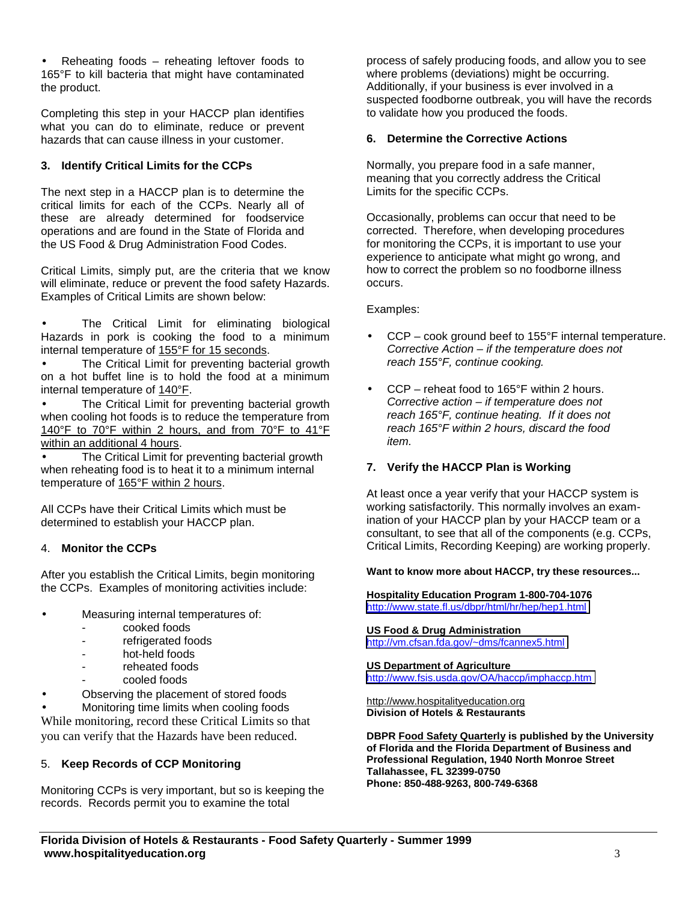- Reheating foods – reheating leftover foods to 165°F to kill bacteria that might have contaminated the product.

Completing this step in your HACCP plan identifies what you can do to eliminate, reduce or prevent hazards that can cause illness in your customer.

### 3. Identify Critical Limits for the CCPs

The next step in a HACCP plan is to determine the critical limits for each of the CCPs. Nearly all of these are already determined for foodservice operations and are found in the State of Florida and the US Food & Drug Administration Food Codes.

Critical Limits, simply put, are the criteria that we know will eliminate, reduce or prevent the food safety Hazards. Examples of Critical Limits are shown below:

- The Critical Limit for eliminating biological Hazards in pork is cooking the food to a minimum internal temperature of 155°F for 15 seconds.
- The Critical Limit for preventing bacterial growth on a hot buffet line is to hold the food at a minimum internal temperature of 140°F.
- The Critical Limit for preventing bacterial growth when cooling hot foods is to reduce the temperature from 140°F to 70°F within 2 hours, and from 70°F to 41°F within an additional 4 hours.
- The Critical Limit for preventing bacterial growth when reheating food is to heat it to a minimum internal temperature of 165°F within 2 hours.

All CCPs have their Critical Limits which must be determined to establish your HACCP plan.

### 4. Monitor the CCPs

After you establish the Critical Limits, begin monitoring the CCPs. Examples of monitoring activities include:

- Measuring internal temperatures of:
  - cooked foods
  - refrigerated foods
  - hot-held foods
  - reheated foods
  - cooled foods
- Observing the placement of stored foods
- Monitoring time limits when cooling foods

While monitoring, record these Critical Limits so that you can verify that the Hazards have been reduced.

### 5. Keep Records of CCP Monitoring

Monitoring CCPs is very important, but so is keeping the records. Records permit you to examine the total process of safely producing foods, and allow you to see where problems (deviations) might be occurring. Additionally, if your business is ever involved in a suspected foodborne outbreak, you will have the records to validate how you produced the foods.

### 6. Determine the Corrective Actions

Normally, you prepare food in a safe manner, meaning that you correctly address the Critical Limits for the specific CCPs.

Occasionally, problems can occur that need to be corrected. Therefore, when developing procedures for monitoring the CCPs, it is important to use your experience to anticipate what might go wrong, and how to correct the problem so no foodborne illness occurs.

Examples:

- CCP – cook ground beef to 155°F internal temperature. *Corrective Action – if the temperature does not reach 155°F, continue cooking.*

- CCP – reheat food to 165°F within 2 hours. *Corrective action – if temperature does not reach 165°F, continue heating. If it does not reach 165°F within 2 hours, discard the food item.*

### 7. Verify the HACCP Plan is Working

At least once a year verify that your HACCP system is working satisfactorily. This normally involves an examination of your HACCP plan by your HACCP team or a consultant, to see that all of the components (e.g. CCPs, Critical Limits, Recording Keeping) are working properly.

**Want to know more about HACCP, try these resources...**

**Hospitality Education Program 1-800-704-1076**
http://www.state.fl.us/dbpr/html/hr/hep/hep1.html

**US Food & Drug Administration**
http://vm.cfsan.fda.gov/~dms/fcannex5.html

**US Department of Agriculture**
http://www.fsis.usda.gov/OA/haccp/imphaccp.htm

http://www.hospitalityeducation.org
**Division of Hotels & Restaurants**

**DBPR Food Safety Quarterly is published by the University of Florida and the Florida Department of Business and Professional Regulation, 1940 North Monroe Street Tallahassee, FL 32399-0750**
**Phone: 850-488-9263, 800-749-6368**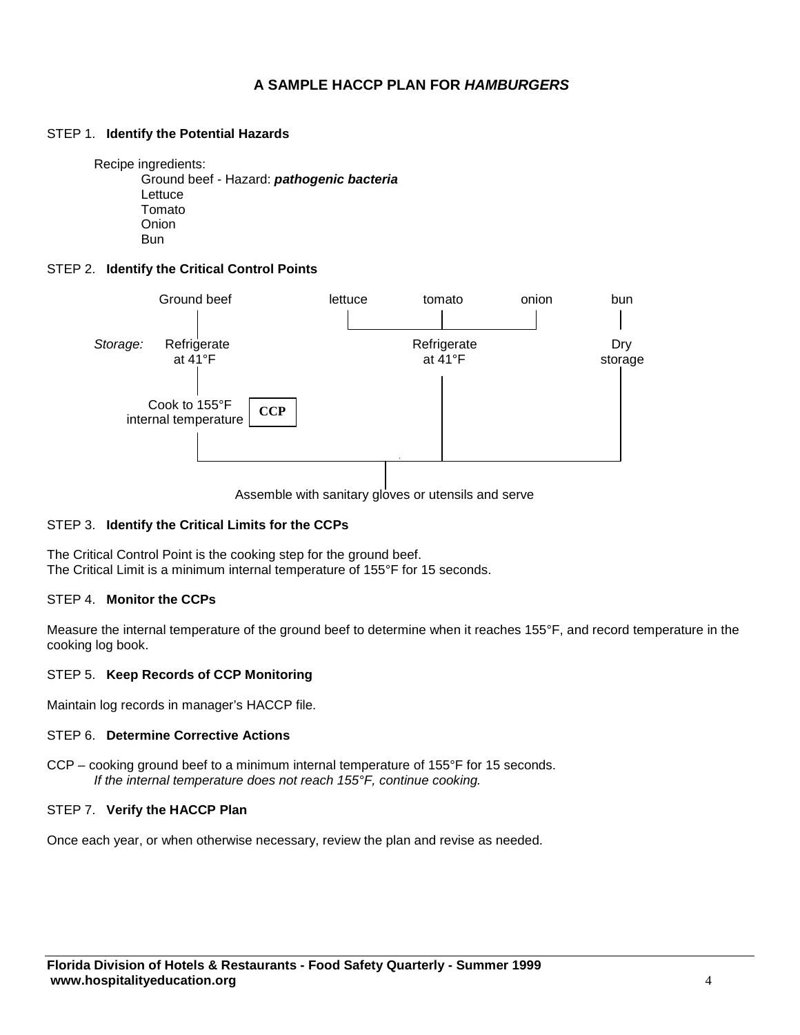# A SAMPLE HACCP PLAN FOR *HAMBURGERS*

STEP 1. **Identify the Potential Hazards**

Recipe ingredients:

- Ground beef - Hazard: ***pathogenic bacteria***
- Lettuce
- Tomato
- Onion
- Bun

STEP 2. **Identify the Critical Control Points**

Ground beef

lettuce

tomato

onion

bun

*Storage:* Refrigerate at 41°F

Refrigerate at 41°F

Dry storage

Cook to 155°F internal temperature

CCP

Assemble with sanitary gloves or utensils and serve

STEP 3. **Identify the Critical Limits for the CCPs**

The Critical Control Point is the cooking step for the ground beef.
The Critical Limit is a minimum internal temperature of 155°F for 15 seconds.

STEP 4. **Monitor the CCPs**

Measure the internal temperature of the ground beef to determine when it reaches 155°F, and record temperature in the cooking log book.

STEP 5. **Keep Records of CCP Monitoring**

Maintain log records in manager's HACCP file.

STEP 6. **Determine Corrective Actions**

CCP – cooking ground beef to a minimum internal temperature of 155°F for 15 seconds.
*If the internal temperature does not reach 155°F, continue cooking.*

STEP 7. **Verify the HACCP Plan**

Once each year, or when otherwise necessary, review the plan and revise as needed.